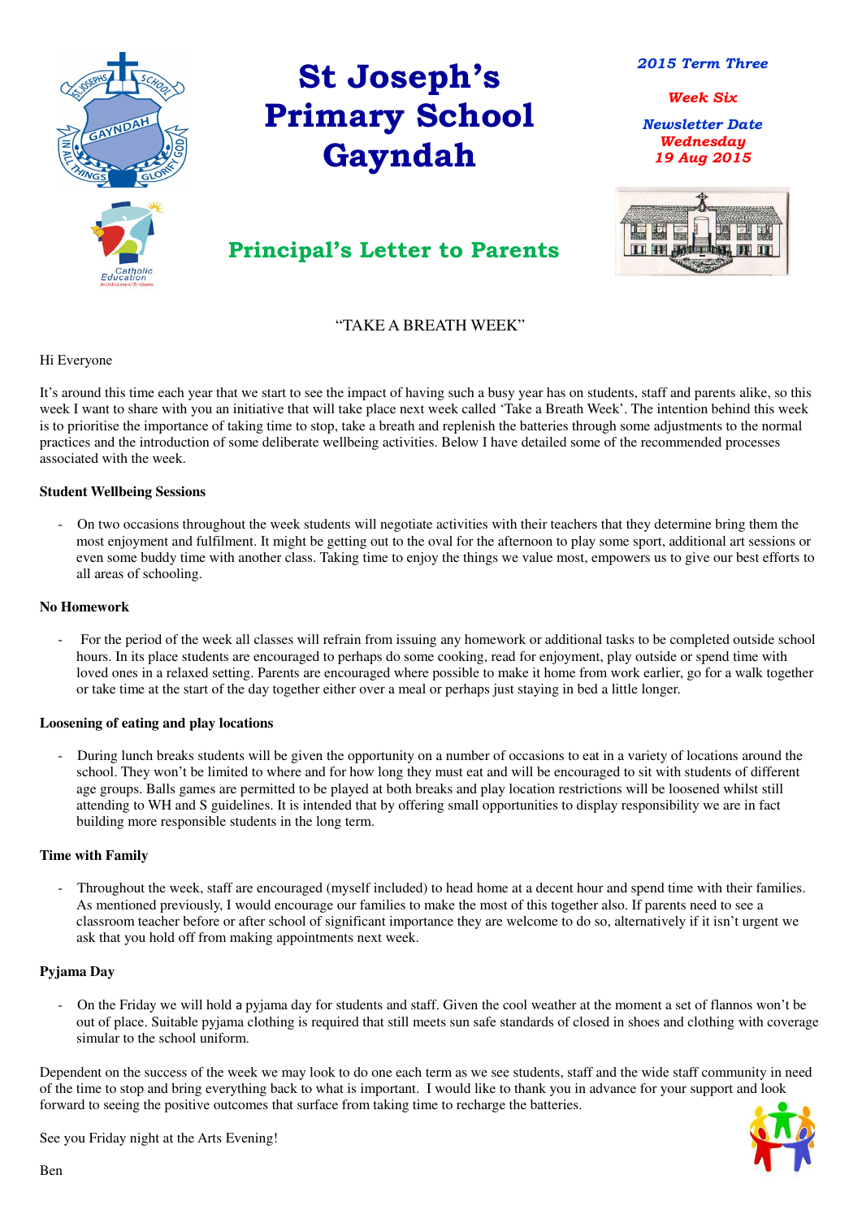# St Joseph's Primary School Gayndah

*2015 Term Three*

*Week Six*

*Newsletter Date*
*Wednesday*
*19 Aug 2015*

## Principal's Letter to Parents

"TAKE A BREATH WEEK"

Hi Everyone

It's around this time each year that we start to see the impact of having such a busy year has on students, staff and parents alike, so this week I want to share with you an initiative that will take place next week called 'Take a Breath Week'. The intention behind this week is to prioritise the importance of taking time to stop, take a breath and replenish the batteries through some adjustments to the normal practices and the introduction of some deliberate wellbeing activities. Below I have detailed some of the recommended processes associated with the week.

**Student Wellbeing Sessions**

- On two occasions throughout the week students will negotiate activities with their teachers that they determine bring them the most enjoyment and fulfilment. It might be getting out to the oval for the afternoon to play some sport, additional art sessions or even some buddy time with another class. Taking time to enjoy the things we value most, empowers us to give our best efforts to all areas of schooling.

**No Homework**

- For the period of the week all classes will refrain from issuing any homework or additional tasks to be completed outside school hours. In its place students are encouraged to perhaps do some cooking, read for enjoyment, play outside or spend time with loved ones in a relaxed setting. Parents are encouraged where possible to make it home from work earlier, go for a walk together or take time at the start of the day together either over a meal or perhaps just staying in bed a little longer.

**Loosening of eating and play locations**

- During lunch breaks students will be given the opportunity on a number of occasions to eat in a variety of locations around the school. They won't be limited to where and for how long they must eat and will be encouraged to sit with students of different age groups. Balls games are permitted to be played at both breaks and play location restrictions will be loosened whilst still attending to WH and S guidelines. It is intended that by offering small opportunities to display responsibility we are in fact building more responsible students in the long term.

**Time with Family**

- Throughout the week, staff are encouraged (myself included) to head home at a decent hour and spend time with their families. As mentioned previously, I would encourage our families to make the most of this together also. If parents need to see a classroom teacher before or after school of significant importance they are welcome to do so, alternatively if it isn't urgent we ask that you hold off from making appointments next week.

**Pyjama Day**

- On the Friday we will hold a pyjama day for students and staff. Given the cool weather at the moment a set of flannos won't be out of place. Suitable pyjama clothing is required that still meets sun safe standards of closed in shoes and clothing with coverage simular to the school uniform.

Dependent on the success of the week we may look to do one each term as we see students, staff and the wide staff community in need of the time to stop and bring everything back to what is important. I would like to thank you in advance for your support and look forward to seeing the positive outcomes that surface from taking time to recharge the batteries.

See you Friday night at the Arts Evening!

Ben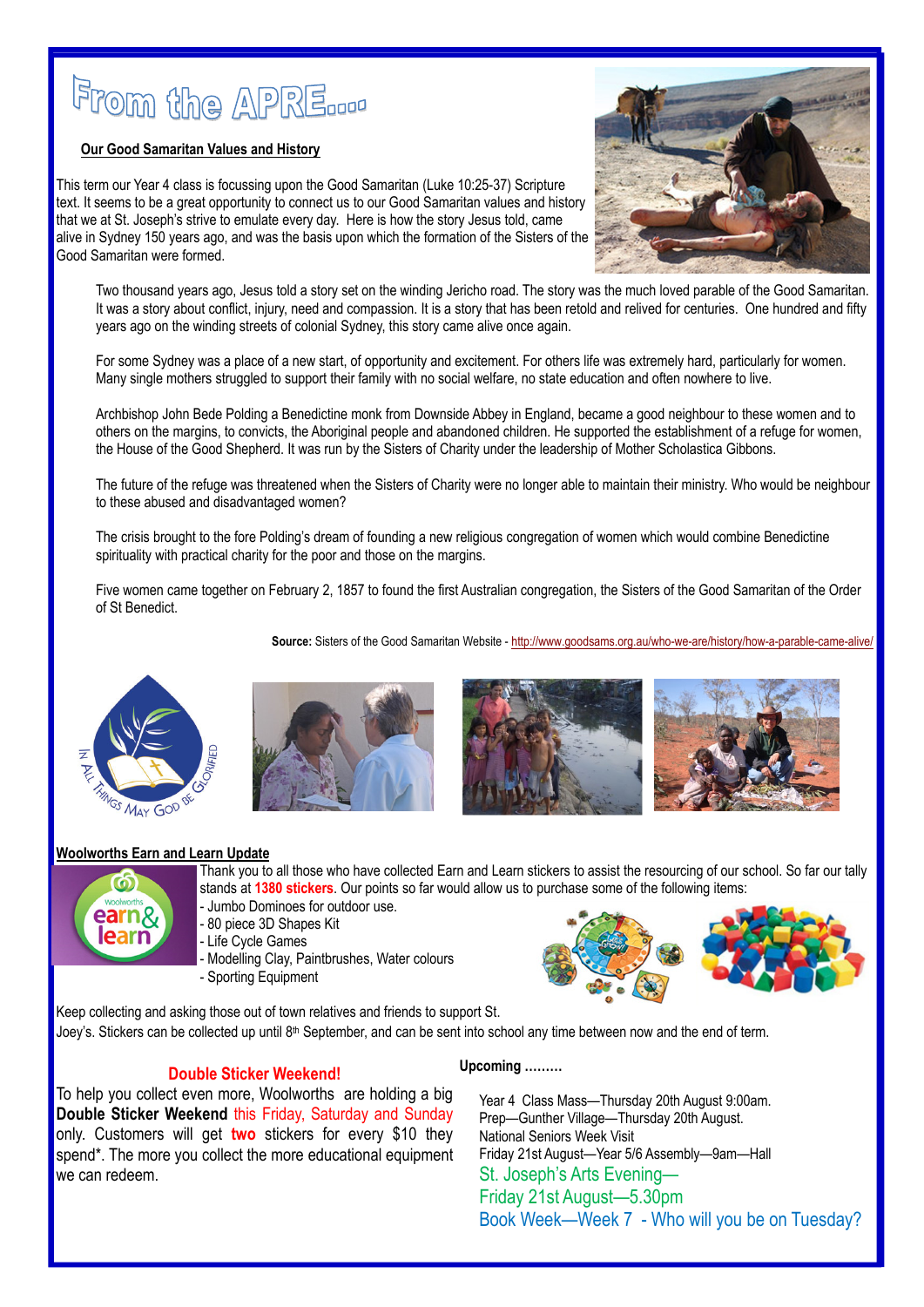# From the APRE....

## Our Good Samaritan Values and History

This term our Year 4 class is focussing upon the Good Samaritan (Luke 10:25-37) Scripture text. It seems to be a great opportunity to connect us to our Good Samaritan values and history that we at St. Joseph's strive to emulate every day. Here is how the story Jesus told, came alive in Sydney 150 years ago, and was the basis upon which the formation of the Sisters of the Good Samaritan were formed.

Two thousand years ago, Jesus told a story set on the winding Jericho road. The story was the much loved parable of the Good Samaritan. It was a story about conflict, injury, need and compassion. It is a story that has been retold and relived for centuries. One hundred and fifty years ago on the winding streets of colonial Sydney, this story came alive once again.

For some Sydney was a place of a new start, of opportunity and excitement. For others life was extremely hard, particularly for women. Many single mothers struggled to support their family with no social welfare, no state education and often nowhere to live.

Archbishop John Bede Polding a Benedictine monk from Downside Abbey in England, became a good neighbour to these women and to others on the margins, to convicts, the Aboriginal people and abandoned children. He supported the establishment of a refuge for women, the House of the Good Shepherd. It was run by the Sisters of Charity under the leadership of Mother Scholastica Gibbons.

The future of the refuge was threatened when the Sisters of Charity were no longer able to maintain their ministry. Who would be neighbour to these abused and disadvantaged women?

The crisis brought to the fore Polding's dream of founding a new religious congregation of women which would combine Benedictine spirituality with practical charity for the poor and those on the margins.

Five women came together on February 2, 1857 to found the first Australian congregation, the Sisters of the Good Samaritan of the Order of St Benedict.

**Source:** Sisters of the Good Samaritan Website - http://www.goodsams.org.au/who-we-are/history/how-a-parable-came-alive/

In All Things May God Be Glorified

## Woolworths Earn and Learn Update

Thank you to all those who have collected Earn and Learn stickers to assist the resourcing of our school. So far our tally stands at **1380 stickers**. Our points so far would allow us to purchase some of the following items:

- Jumbo Dominoes for outdoor use.
- 80 piece 3D Shapes Kit
- Life Cycle Games
- Modelling Clay, Paintbrushes, Water colours
- Sporting Equipment

Keep collecting and asking those out of town relatives and friends to support St. Joey's. Stickers can be collected up until 8th September, and can be sent into school any time between now and the end of term.

### Double Sticker Weekend!

To help you collect even more, Woolworths are holding a big **Double Sticker Weekend** this Friday, Saturday and Sunday only. Customers will get **two** stickers for every $10 they spend*. The more you collect the more educational equipment we can redeem.

### Upcoming .........

Year 4 Class Mass—Thursday 20th August 9:00am.
Prep—Gunther Village—Thursday 20th August.
National Seniors Week Visit
Friday 21st August—Year 5/6 Assembly—9am—Hall
St. Joseph's Arts Evening—
Friday 21st August—5.30pm
Book Week—Week 7 - Who will you be on Tuesday?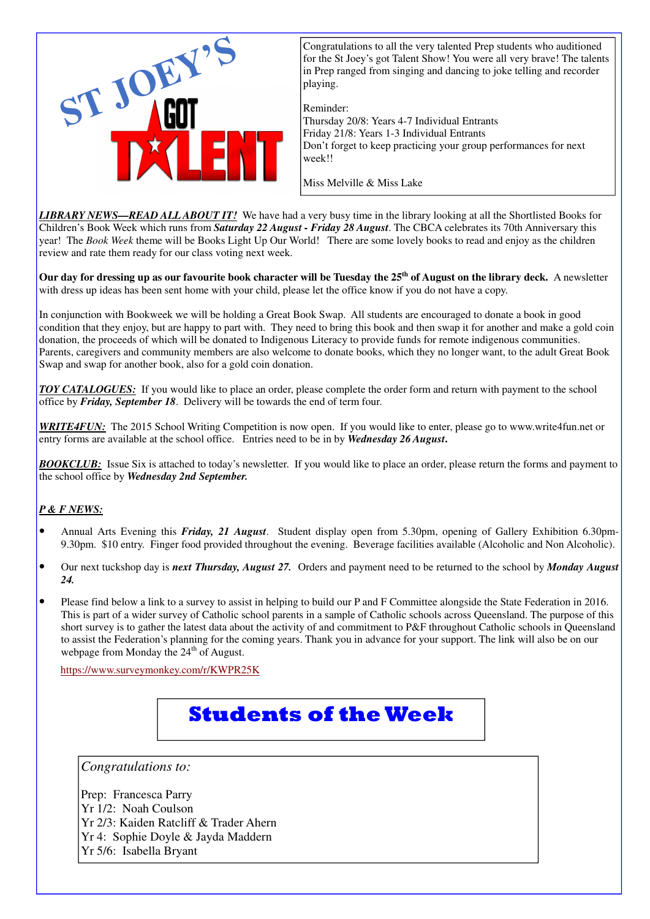ST JOEY'S GOT TALENT

Congratulations to all the very talented Prep students who auditioned for the St Joey's got Talent Show! You were all very brave! The talents in Prep ranged from singing and dancing to joke telling and recorder playing.

Reminder:
Thursday 20/8: Years 4-7 Individual Entrants
Friday 21/8: Years 1-3 Individual Entrants
Don't forget to keep practicing your group performances for next week!!

Miss Melville & Miss Lake

***LIBRARY NEWS—READ ALL ABOUT IT!*** We have had a very busy time in the library looking at all the Shortlisted Books for Children's Book Week which runs from ***Saturday 22 August - Friday 28 August***. The CBCA celebrates its 70th Anniversary this year! The *Book Week* theme will be Books Light Up Our World! There are some lovely books to read and enjoy as the children review and rate them ready for our class voting next week.

**Our day for dressing up as our favourite book character will be Tuesday the 25th of August on the library deck.** A newsletter with dress up ideas has been sent home with your child, please let the office know if you do not have a copy.

In conjunction with Bookweek we will be holding a Great Book Swap. All students are encouraged to donate a book in good condition that they enjoy, but are happy to part with. They need to bring this book and then swap it for another and make a gold coin donation, the proceeds of which will be donated to Indigenous Literacy to provide funds for remote indigenous communities. Parents, caregivers and community members are also welcome to donate books, which they no longer want, to the adult Great Book Swap and swap for another book, also for a gold coin donation.

***TOY CATALOGUES:*** If you would like to place an order, please complete the order form and return with payment to the school office by ***Friday, September 18***. Delivery will be towards the end of term four.

***WRITE4FUN:*** The 2015 School Writing Competition is now open. If you would like to enter, please go to www.write4fun.net or entry forms are available at the school office. Entries need to be in by ***Wednesday 26 August***.

***BOOKCLUB:*** Issue Six is attached to today's newsletter. If you would like to place an order, please return the forms and payment to the school office by ***Wednesday 2nd September.***

***P & F NEWS:***

- Annual Arts Evening this ***Friday, 21 August***. Student display open from 5.30pm, opening of Gallery Exhibition 6.30pm-9.30pm. $10 entry. Finger food provided throughout the evening. Beverage facilities available (Alcoholic and Non Alcoholic).
- Our next tuckshop day is ***next Thursday, August 27.*** Orders and payment need to be returned to the school by ***Monday August 24.***
- Please find below a link to a survey to assist in helping to build our P and F Committee alongside the State Federation in 2016. This is part of a wider survey of Catholic school parents in a sample of Catholic schools across Queensland. The purpose of this short survey is to gather the latest data about the activity of and commitment to P&F throughout Catholic schools in Queensland to assist the Federation's planning for the coming years. Thank you in advance for your support. The link will also be on our webpage from Monday the 24th of August.

  https://www.surveymonkey.com/r/KWPR25K

## Students of the Week

*Congratulations to:*

Prep: Francesca Parry
Yr 1/2: Noah Coulson
Yr 2/3: Kaiden Ratcliff & Trader Ahern
Yr 4: Sophie Doyle & Jayda Maddern
Yr 5/6: Isabella Bryant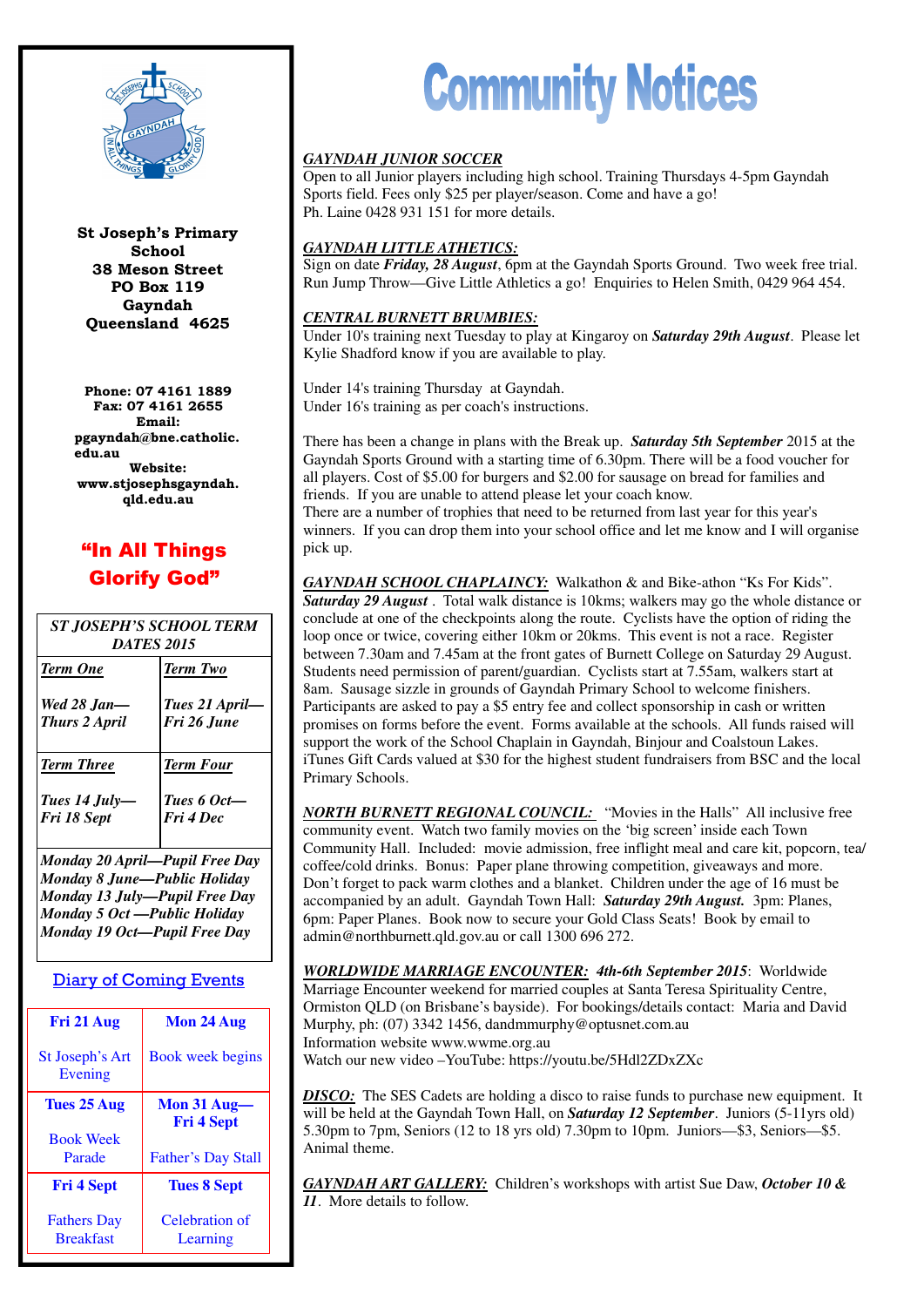**St Joseph's Primary School**
**38 Meson Street**
**PO Box 119**
**Gaydah**
**Queensland 4625**

**Phone: 07 4161 1889**
**Fax: 07 4161 2655**
**Email:**
**pgayndah@bne.catholic.edu.au**
**Website:**
**www.stjosephsgayndah.qld.edu.au**

**"In All Things Glorify God"**

| *ST JOSEPH'S SCHOOL TERM DATES 2015* | |
|---|---|
| ***Term One***<br><br>***Wed 28 Jan—Thurs 2 April*** | ***Term Two***<br><br>***Tues 21 April—Fri 26 June*** |
| ***Term Three***<br><br>***Tues 14 July—Fri 18 Sept*** | ***Term Four***<br><br>***Tues 6 Oct—Fri 4 Dec*** |

***Monday 20 April—Pupil Free Day***
***Monday 8 June—Public Holiday***
***Monday 13 July—Pupil Free Day***
***Monday 5 Oct —Public Holiday***
***Monday 19 Oct—Pupil Free Day***

## Diary of Coming Events

| | |
|---|---|
| **Fri 21 Aug**<br><br>St Joseph's Art Evening | **Mon 24 Aug**<br><br>Book week begins |
| **Tues 25 Aug**<br><br>Book Week Parade | **Mon 31 Aug—Fri 4 Sept**<br><br>Father's Day Stall |
| **Fri 4 Sept**<br><br>Fathers Day Breakfast | **Tues 8 Sept**<br><br>Celebration of Learning |

# Community Notices

***GAYNDAH JUNIOR SOCCER***
Open to all Junior players including high school. Training Thursdays 4-5pm Gayndah Sports field. Fees only $25 per player/season. Come and have a go!
Ph. Laine 0428 931 151 for more details.

***GAYNDAH LITTLE ATHETICS:***
Sign on date ***Friday, 28 August***, 6pm at the Gayndah Sports Ground. Two week free trial. Run Jump Throw—Give Little Athletics a go! Enquiries to Helen Smith, 0429 964 454.

***CENTRAL BURNETT BRUMBIES:***
Under 10's training next Tuesday to play at Kingaroy on ***Saturday 29th August***. Please let Kylie Shadford know if you are available to play.

Under 14's training Thursday at Gayndah.
Under 16's training as per coach's instructions.

There has been a change in plans with the Break up. ***Saturday 5th September*** 2015 at the Gayndah Sports Ground with a starting time of 6.30pm. There will be a food voucher for all players. Cost of $5.00 for burgers and $2.00 for sausage on bread for families and friends. If you are unable to attend please let your coach know.
There are a number of trophies that need to be returned from last year for this year's winners. If you can drop them into your school office and let me know and I will organise pick up.

***GAYNDAH SCHOOL CHAPLAINCY:*** Walkathon & and Bike-athon "Ks For Kids". ***Saturday 29 August*** . Total walk distance is 10kms; walkers may go the whole distance or conclude at one of the checkpoints along the route. Cyclists have the option of riding the loop once or twice, covering either 10km or 20kms. This event is not a race. Register between 7.30am and 7.45am at the front gates of Burnett College on Saturday 29 August. Students need permission of parent/guardian. Cyclists start at 7.55am, walkers start at 8am. Sausage sizzle in grounds of Gaydah Primary School to welcome finishers. Participants are asked to pay a $5 entry fee and collect sponsorship in cash or written promises on forms before the event. Forms available at the schools. All funds raised will support the work of the School Chaplain in Gayndah, Binjour and Coalstoun Lakes. iTunes Gift Cards valued at $30 for the highest student fundraisers from BSC and the local Primary Schools.

***NORTH BURNETT REGIONAL COUNCIL:*** "Movies in the Halls" All inclusive free community event. Watch two family movies on the 'big screen' inside each Town Community Hall. Included: movie admission, free inflight meal and care kit, popcorn, tea/coffee/cold drinks. Bonus: Paper plane throwing competition, giveaways and more. Don't forget to pack warm clothes and a blanket. Children under the age of 16 must be accompanied by an adult. Gayndah Town Hall: ***Saturday 29th August.*** 3pm: Planes, 6pm: Paper Planes. Book now to secure your Gold Class Seats! Book by email to admin@northburnett.qld.gov.au or call 1300 696 272.

***WORLDWIDE MARRIAGE ENCOUNTER: 4th-6th September 2015***: Worldwide Marriage Encounter weekend for married couples at Santa Teresa Spirituality Centre, Ormiston QLD (on Brisbane's bayside). For bookings/details contact: Maria and David Murphy, ph: (07) 3342 1456, dandmmurphy@optusnet.com.au
Information website www.wwme.org.au
Watch our new video –YouTube: https://youtu.be/5Hdl2ZDxZXc

***DISCO:*** The SES Cadets are holding a disco to raise funds to purchase new equipment. It will be held at the Gayndah Town Hall, on ***Saturday 12 September***. Juniors (5-11yrs old) 5.30pm to 7pm, Seniors (12 to 18 yrs old) 7.30pm to 10pm. Juniors—$3, Seniors—$5. Animal theme.

***GAYNDAH ART GALLERY:*** Children's workshops with artist Sue Daw, ***October 10 & 11***. More details to follow.